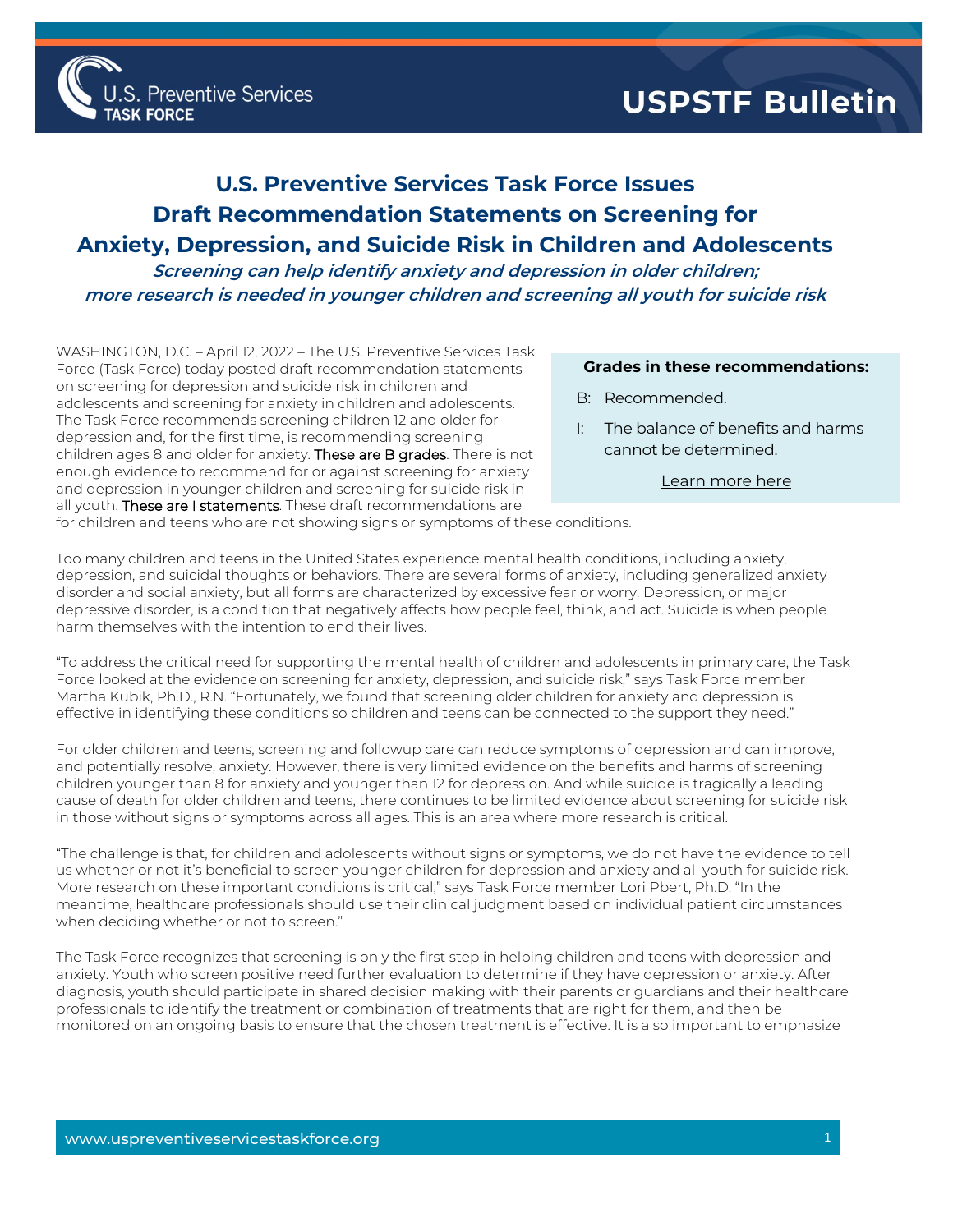U.S. Preventive Services TASK FORCE

USPSTF Bulletin

# U.S. Preventive Services Task Force Issues Draft Recommendation Statements on Screening for Anxiety, Depression, and Suicide Risk in Children and Adolescents

***Screening can help identify anxiety and depression in older children; more research is needed in younger children and screening all youth for suicide risk***

WASHINGTON, D.C. – April 12, 2022 – The U.S. Preventive Services Task Force (Task Force) today posted draft recommendation statements on screening for depression and suicide risk in children and adolescents and screening for anxiety in children and adolescents. The Task Force recommends screening children 12 and older for depression and, for the first time, is recommending screening children ages 8 and older for anxiety. These are B grades. There is not enough evidence to recommend for or against screening for anxiety and depression in younger children and screening for suicide risk in all youth. These are I statements. These draft recommendations are for children and teens who are not showing signs or symptoms of these conditions.

> **Grades in these recommendations:**
>
> B: Recommended.
>
> I: The balance of benefits and harms cannot be determined.
>
> Learn more here

Too many children and teens in the United States experience mental health conditions, including anxiety, depression, and suicidal thoughts or behaviors. There are several forms of anxiety, including generalized anxiety disorder and social anxiety, but all forms are characterized by excessive fear or worry. Depression, or major depressive disorder, is a condition that negatively affects how people feel, think, and act. Suicide is when people harm themselves with the intention to end their lives.

"To address the critical need for supporting the mental health of children and adolescents in primary care, the Task Force looked at the evidence on screening for anxiety, depression, and suicide risk," says Task Force member Martha Kubik, Ph.D., R.N. "Fortunately, we found that screening older children for anxiety and depression is effective in identifying these conditions so children and teens can be connected to the support they need."

For older children and teens, screening and followup care can reduce symptoms of depression and can improve, and potentially resolve, anxiety. However, there is very limited evidence on the benefits and harms of screening children younger than 8 for anxiety and younger than 12 for depression. And while suicide is tragically a leading cause of death for older children and teens, there continues to be limited evidence about screening for suicide risk in those without signs or symptoms across all ages. This is an area where more research is critical.

"The challenge is that, for children and adolescents without signs or symptoms, we do not have the evidence to tell us whether or not it's beneficial to screen younger children for depression and anxiety and all youth for suicide risk. More research on these important conditions is critical," says Task Force member Lori Pbert, Ph.D. "In the meantime, healthcare professionals should use their clinical judgment based on individual patient circumstances when deciding whether or not to screen."

The Task Force recognizes that screening is only the first step in helping children and teens with depression and anxiety. Youth who screen positive need further evaluation to determine if they have depression or anxiety. After diagnosis, youth should participate in shared decision making with their parents or guardians and their healthcare professionals to identify the treatment or combination of treatments that are right for them, and then be monitored on an ongoing basis to ensure that the chosen treatment is effective. It is also important to emphasize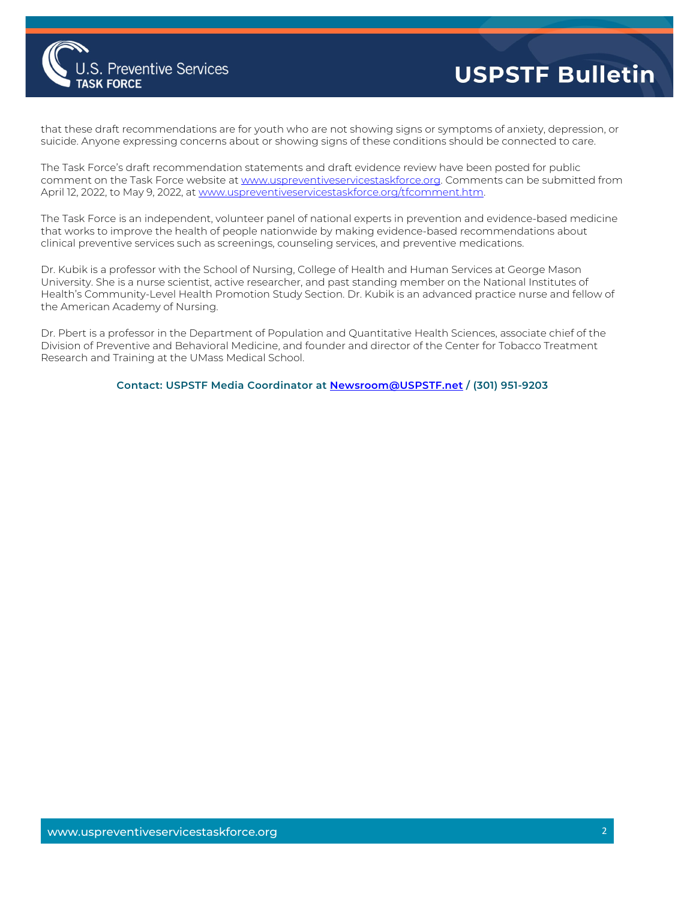that these draft recommendations are for youth who are not showing signs or symptoms of anxiety, depression, or suicide. Anyone expressing concerns about or showing signs of these conditions should be connected to care.

The Task Force's draft recommendation statements and draft evidence review have been posted for public comment on the Task Force website at [www.uspreventiveservicestaskforce.org](www.uspreventiveservicestaskforce.org). Comments can be submitted from April 12, 2022, to May 9, 2022, at [www.uspreventiveservicestaskforce.org/tfcomment.htm](www.uspreventiveservicestaskforce.org/tfcomment.htm).

The Task Force is an independent, volunteer panel of national experts in prevention and evidence-based medicine that works to improve the health of people nationwide by making evidence-based recommendations about clinical preventive services such as screenings, counseling services, and preventive medications.

Dr. Kubik is a professor with the School of Nursing, College of Health and Human Services at George Mason University. She is a nurse scientist, active researcher, and past standing member on the National Institutes of Health's Community-Level Health Promotion Study Section. Dr. Kubik is an advanced practice nurse and fellow of the American Academy of Nursing.

Dr. Pbert is a professor in the Department of Population and Quantitative Health Sciences, associate chief of the Division of Preventive and Behavioral Medicine, and founder and director of the Center for Tobacco Treatment Research and Training at the UMass Medical School.

**Contact: USPSTF Media Coordinator at [Newsroom@USPSTF.net](mailto:Newsroom@USPSTF.net) / (301) 951-9203**